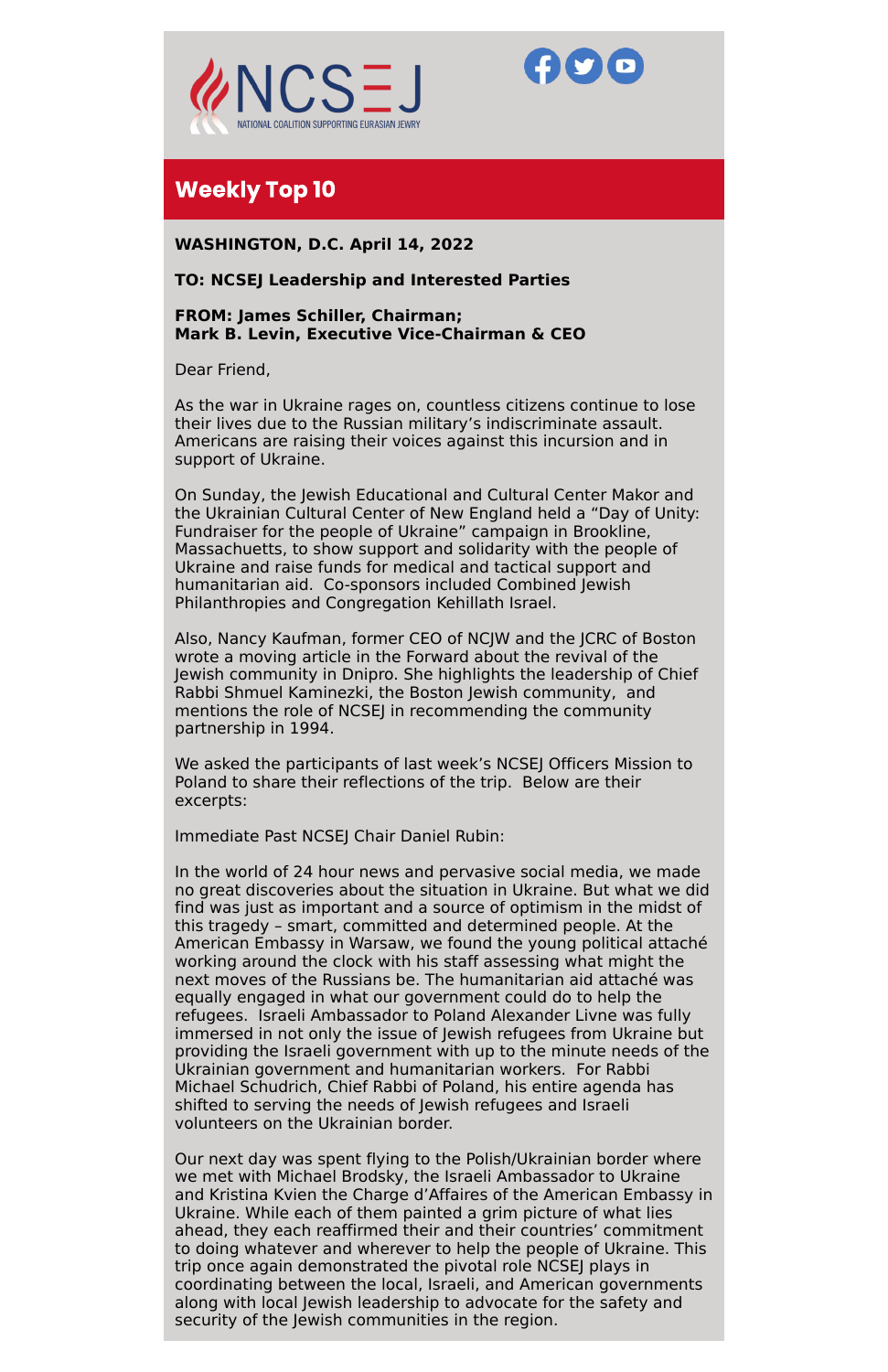NCSEJ

NATIONAL COALITION SUPPORTING EURASIAN JEWRY

## Weekly Top 10

**WASHINGTON, D.C. April 14, 2022**

**TO: NCSEJ Leadership and Interested Parties**

**FROM: James Schiller, Chairman;**
**Mark B. Levin, Executive Vice-Chairman & CEO**

Dear Friend,

As the war in Ukraine rages on, countless citizens continue to lose their lives due to the Russian military's indiscriminate assault. Americans are raising their voices against this incursion and in support of Ukraine.

On Sunday, the Jewish Educational and Cultural Center Makor and the Ukrainian Cultural Center of New England held a "Day of Unity: Fundraiser for the people of Ukraine" campaign in Brookline, Massachuetts, to show support and solidarity with the people of Ukraine and raise funds for medical and tactical support and humanitarian aid. Co-sponsors included Combined Jewish Philanthropies and Congregation Kehillath Israel.

Also, Nancy Kaufman, former CEO of NCJW and the JCRC of Boston wrote a moving article in the Forward about the revival of the Jewish community in Dnipro. She highlights the leadership of Chief Rabbi Shmuel Kaminezki, the Boston Jewish community, and mentions the role of NCSEJ in recommending the community partnership in 1994.

We asked the participants of last week's NCSEJ Officers Mission to Poland to share their reflections of the trip. Below are their excerpts:

Immediate Past NCSEJ Chair Daniel Rubin:

In the world of 24 hour news and pervasive social media, we made no great discoveries about the situation in Ukraine. But what we did find was just as important and a source of optimism in the midst of this tragedy – smart, committed and determined people. At the American Embassy in Warsaw, we found the young political attaché working around the clock with his staff assessing what might the next moves of the Russians be. The humanitarian aid attaché was equally engaged in what our government could do to help the refugees. Israeli Ambassador to Poland Alexander Livne was fully immersed in not only the issue of Jewish refugees from Ukraine but providing the Israeli government with up to the minute needs of the Ukrainian government and humanitarian workers. For Rabbi Michael Schudrich, Chief Rabbi of Poland, his entire agenda has shifted to serving the needs of Jewish refugees and Israeli volunteers on the Ukrainian border.

Our next day was spent flying to the Polish/Ukrainian border where we met with Michael Brodsky, the Israeli Ambassador to Ukraine and Kristina Kvien the Charge d'Affaires of the American Embassy in Ukraine. While each of them painted a grim picture of what lies ahead, they each reaffirmed their and their countries' commitment to doing whatever and wherever to help the people of Ukraine. This trip once again demonstrated the pivotal role NCSEJ plays in coordinating between the local, Israeli, and American governments along with local Jewish leadership to advocate for the safety and security of the Jewish communities in the region.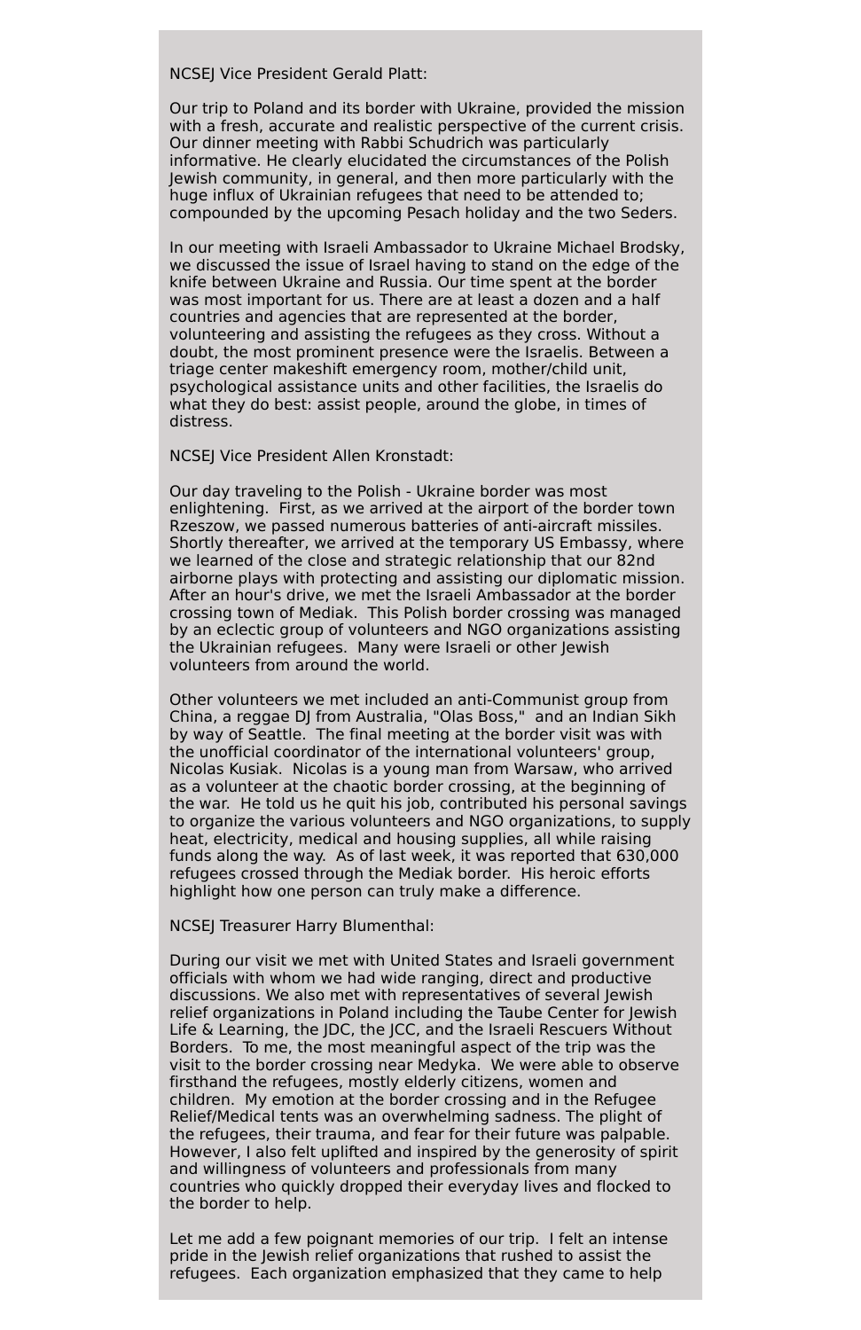NCSEJ Vice President Gerald Platt:

Our trip to Poland and its border with Ukraine, provided the mission with a fresh, accurate and realistic perspective of the current crisis. Our dinner meeting with Rabbi Schudrich was particularly informative. He clearly elucidated the circumstances of the Polish Jewish community, in general, and then more particularly with the huge influx of Ukrainian refugees that need to be attended to; compounded by the upcoming Pesach holiday and the two Seders.

In our meeting with Israeli Ambassador to Ukraine Michael Brodsky, we discussed the issue of Israel having to stand on the edge of the knife between Ukraine and Russia. Our time spent at the border was most important for us. There are at least a dozen and a half countries and agencies that are represented at the border, volunteering and assisting the refugees as they cross. Without a doubt, the most prominent presence were the Israelis. Between a triage center makeshift emergency room, mother/child unit, psychological assistance units and other facilities, the Israelis do what they do best: assist people, around the globe, in times of distress.

NCSEJ Vice President Allen Kronstadt:

Our day traveling to the Polish - Ukraine border was most enlightening. First, as we arrived at the airport of the border town Rzeszow, we passed numerous batteries of anti-aircraft missiles. Shortly thereafter, we arrived at the temporary US Embassy, where we learned of the close and strategic relationship that our 82nd airborne plays with protecting and assisting our diplomatic mission. After an hour's drive, we met the Israeli Ambassador at the border crossing town of Mediak. This Polish border crossing was managed by an eclectic group of volunteers and NGO organizations assisting the Ukrainian refugees. Many were Israeli or other Jewish volunteers from around the world.

Other volunteers we met included an anti-Communist group from China, a reggae DJ from Australia, "Olas Boss," and an Indian Sikh by way of Seattle. The final meeting at the border visit was with the unofficial coordinator of the international volunteers' group, Nicolas Kusiak. Nicolas is a young man from Warsaw, who arrived as a volunteer at the chaotic border crossing, at the beginning of the war. He told us he quit his job, contributed his personal savings to organize the various volunteers and NGO organizations, to supply heat, electricity, medical and housing supplies, all while raising funds along the way. As of last week, it was reported that 630,000 refugees crossed through the Mediak border. His heroic efforts highlight how one person can truly make a difference.

NCSEJ Treasurer Harry Blumenthal:

During our visit we met with United States and Israeli government officials with whom we had wide ranging, direct and productive discussions. We also met with representatives of several Jewish relief organizations in Poland including the Taube Center for Jewish Life & Learning, the JDC, the JCC, and the Israeli Rescuers Without Borders. To me, the most meaningful aspect of the trip was the visit to the border crossing near Medyka. We were able to observe firsthand the refugees, mostly elderly citizens, women and children. My emotion at the border crossing and in the Refugee Relief/Medical tents was an overwhelming sadness. The plight of the refugees, their trauma, and fear for their future was palpable. However, I also felt uplifted and inspired by the generosity of spirit and willingness of volunteers and professionals from many countries who quickly dropped their everyday lives and flocked to the border to help.

Let me add a few poignant memories of our trip. I felt an intense pride in the Jewish relief organizations that rushed to assist the refugees. Each organization emphasized that they came to help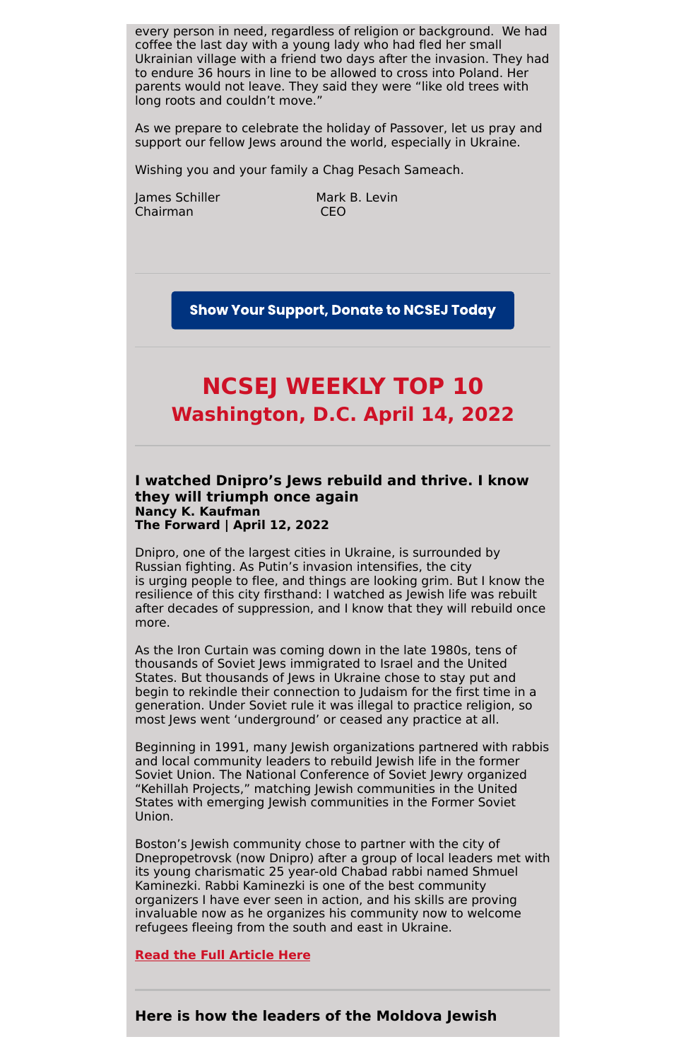every person in need, regardless of religion or background. We had coffee the last day with a young lady who had fled her small Ukrainian village with a friend two days after the invasion. They had to endure 36 hours in line to be allowed to cross into Poland. Her parents would not leave. They said they were "like old trees with long roots and couldn't move."

As we prepare to celebrate the holiday of Passover, let us pray and support our fellow Jews around the world, especially in Ukraine.

Wishing you and your family a Chag Pesach Sameach.

James Schiller
Chairman

Mark B. Levin
CEO

---

**Show Your Support, Donate to NCSEJ Today**

---

## NCSEJ WEEKLY TOP 10
### Washington, D.C. April 14, 2022

---

**I watched Dnipro's Jews rebuild and thrive. I know they will triumph once again**
**Nancy K. Kaufman**
**The Forward | April 12, 2022**

Dnipro, one of the largest cities in Ukraine, is surrounded by Russian fighting. As Putin's invasion intensifies, the city is urging people to flee, and things are looking grim. But I know the resilience of this city firsthand: I watched as Jewish life was rebuilt after decades of suppression, and I know that they will rebuild once more.

As the Iron Curtain was coming down in the late 1980s, tens of thousands of Soviet Jews immigrated to Israel and the United States. But thousands of Jews in Ukraine chose to stay put and begin to rekindle their connection to Judaism for the first time in a generation. Under Soviet rule it was illegal to practice religion, so most Jews went 'underground' or ceased any practice at all.

Beginning in 1991, many Jewish organizations partnered with rabbis and local community leaders to rebuild Jewish life in the former Soviet Union. The National Conference of Soviet Jewry organized "Kehillah Projects," matching Jewish communities in the United States with emerging Jewish communities in the Former Soviet Union.

Boston's Jewish community chose to partner with the city of Dnepropetrovsk (now Dnipro) after a group of local leaders met with its young charismatic 25 year-old Chabad rabbi named Shmuel Kaminezki. Rabbi Kaminezki is one of the best community organizers I have ever seen in action, and his skills are proving invaluable now as he organizes his community now to welcome refugees fleeing from the south and east in Ukraine.

**Read the Full Article Here**

---

**Here is how the leaders of the Moldova Jewish**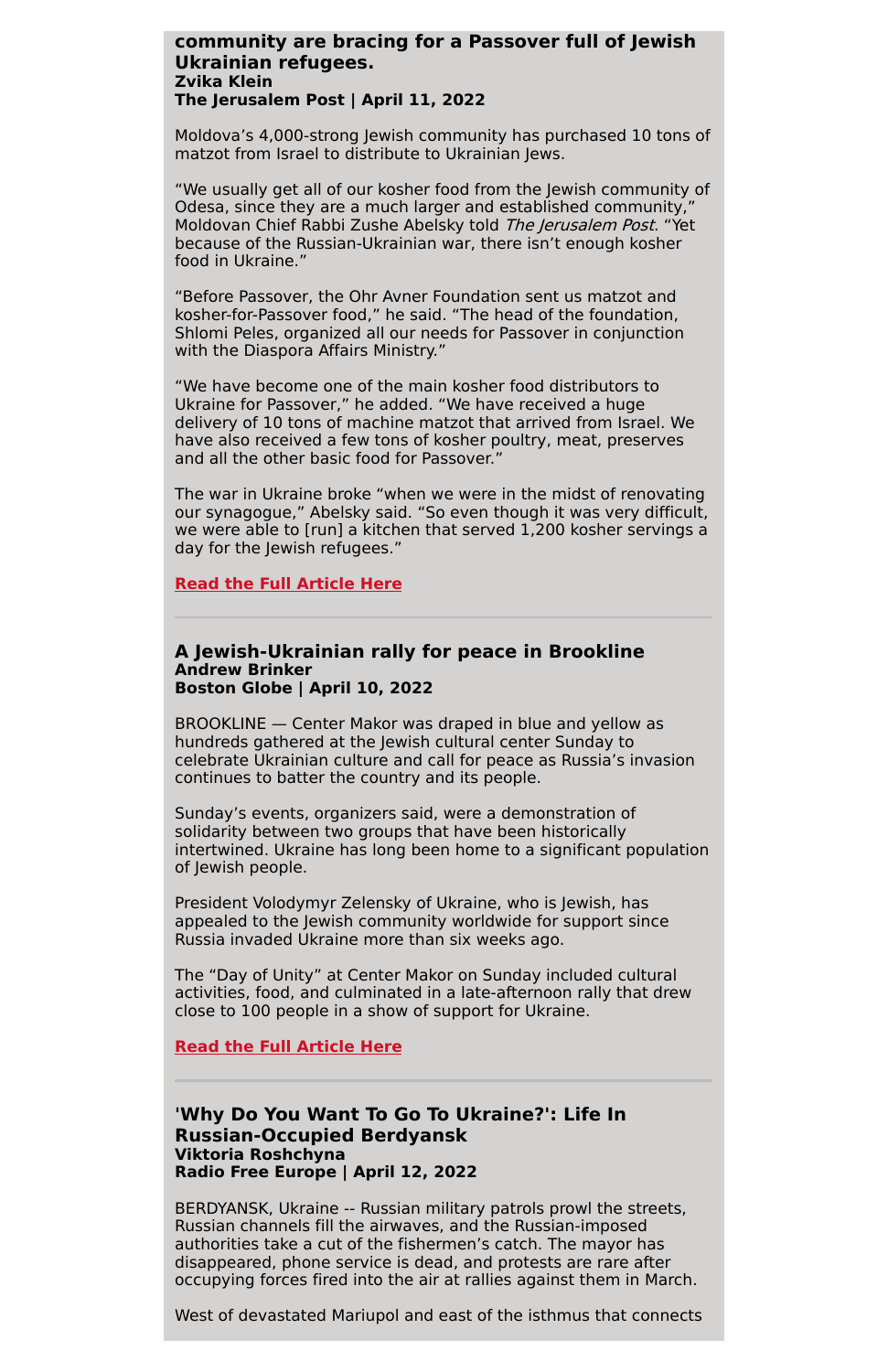**community are bracing for a Passover full of Jewish Ukrainian refugees.**
**Zvika Klein**
**The Jerusalem Post | April 11, 2022**

Moldova's 4,000-strong Jewish community has purchased 10 tons of matzot from Israel to distribute to Ukrainian Jews.

"We usually get all of our kosher food from the Jewish community of Odesa, since they are a much larger and established community," Moldovan Chief Rabbi Zushe Abelsky told *The Jerusalem Post*. "Yet because of the Russian-Ukrainian war, there isn't enough kosher food in Ukraine."

"Before Passover, the Ohr Avner Foundation sent us matzot and kosher-for-Passover food," he said. "The head of the foundation, Shlomi Peles, organized all our needs for Passover in conjunction with the Diaspora Affairs Ministry."

"We have become one of the main kosher food distributors to Ukraine for Passover," he added. "We have received a huge delivery of 10 tons of machine matzot that arrived from Israel. We have also received a few tons of kosher poultry, meat, preserves and all the other basic food for Passover."

The war in Ukraine broke "when we were in the midst of renovating our synagogue," Abelsky said. "So even though it was very difficult, we were able to [run] a kitchen that served 1,200 kosher servings a day for the Jewish refugees."

**Read the Full Article Here**

---

### A Jewish-Ukrainian rally for peace in Brookline
**Andrew Brinker**
**Boston Globe | April 10, 2022**

BROOKLINE — Center Makor was draped in blue and yellow as hundreds gathered at the Jewish cultural center Sunday to celebrate Ukrainian culture and call for peace as Russia's invasion continues to batter the country and its people.

Sunday's events, organizers said, were a demonstration of solidarity between two groups that have been historically intertwined. Ukraine has long been home to a significant population of Jewish people.

President Volodymyr Zelensky of Ukraine, who is Jewish, has appealed to the Jewish community worldwide for support since Russia invaded Ukraine more than six weeks ago.

The "Day of Unity" at Center Makor on Sunday included cultural activities, food, and culminated in a late-afternoon rally that drew close to 100 people in a show of support for Ukraine.

**Read the Full Article Here**

---

### 'Why Do You Want To Go To Ukraine?': Life In Russian-Occupied Berdyansk
**Viktoria Roshchyna**
**Radio Free Europe | April 12, 2022**

BERDYANSK, Ukraine -- Russian military patrols prowl the streets, Russian channels fill the airwaves, and the Russian-imposed authorities take a cut of the fishermen's catch. The mayor has disappeared, phone service is dead, and protests are rare after occupying forces fired into the air at rallies against them in March.

West of devastated Mariupol and east of the isthmus that connects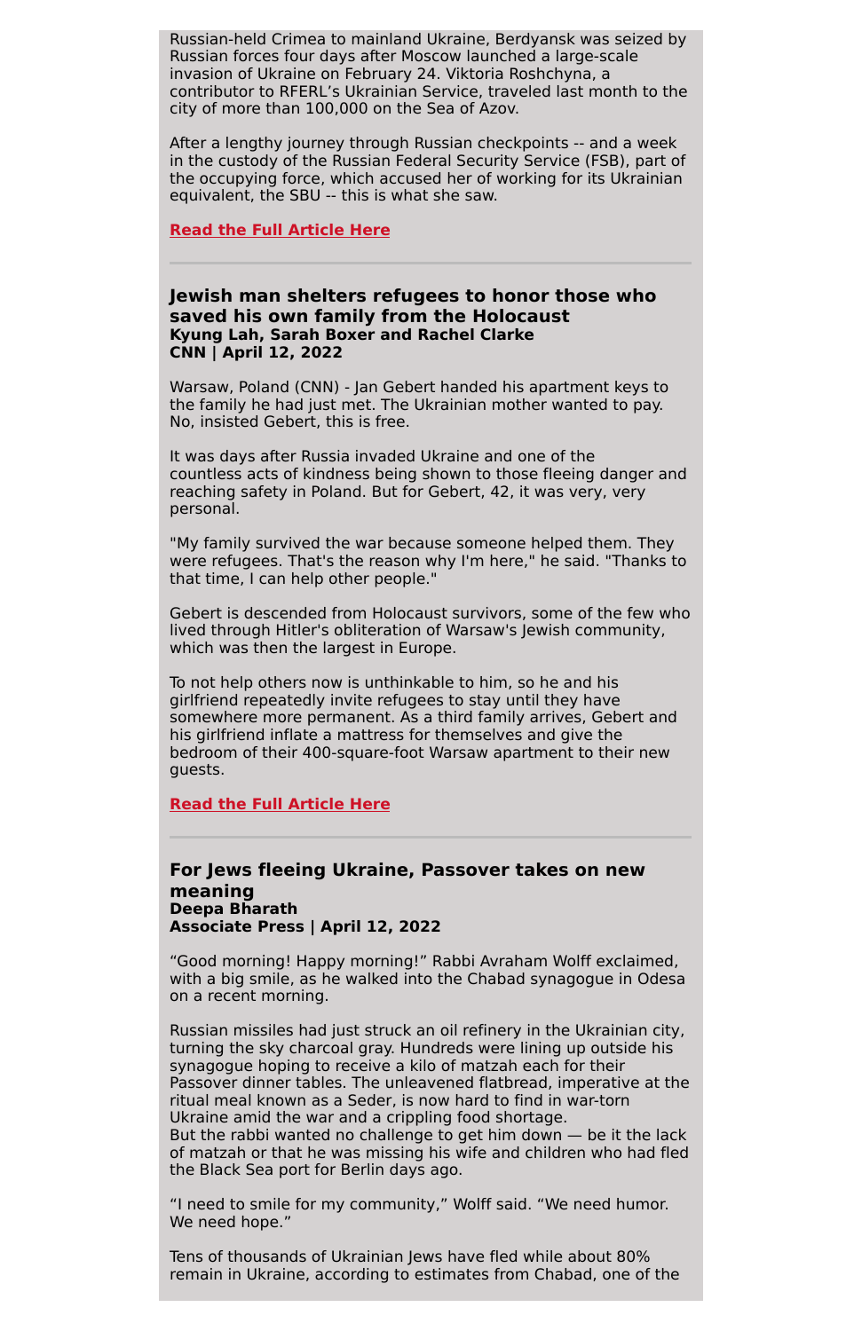Russian-held Crimea to mainland Ukraine, Berdyansk was seized by Russian forces four days after Moscow launched a large-scale invasion of Ukraine on February 24. Viktoria Roshchyna, a contributor to RFERL's Ukrainian Service, traveled last month to the city of more than 100,000 on the Sea of Azov.

After a lengthy journey through Russian checkpoints -- and a week in the custody of the Russian Federal Security Service (FSB), part of the occupying force, which accused her of working for its Ukrainian equivalent, the SBU -- this is what she saw.

**Read the Full Article Here**

---

### Jewish man shelters refugees to honor those who saved his own family from the Holocaust

**Kyung Lah, Sarah Boxer and Rachel Clarke**
**CNN | April 12, 2022**

Warsaw, Poland (CNN) - Jan Gebert handed his apartment keys to the family he had just met. The Ukrainian mother wanted to pay. No, insisted Gebert, this is free.

It was days after Russia invaded Ukraine and one of the countless acts of kindness being shown to those fleeing danger and reaching safety in Poland. But for Gebert, 42, it was very, very personal.

"My family survived the war because someone helped them. They were refugees. That's the reason why I'm here," he said. "Thanks to that time, I can help other people."

Gebert is descended from Holocaust survivors, some of the few who lived through Hitler's obliteration of Warsaw's Jewish community, which was then the largest in Europe.

To not help others now is unthinkable to him, so he and his girlfriend repeatedly invite refugees to stay until they have somewhere more permanent. As a third family arrives, Gebert and his girlfriend inflate a mattress for themselves and give the bedroom of their 400-square-foot Warsaw apartment to their new guests.

**Read the Full Article Here**

---

### For Jews fleeing Ukraine, Passover takes on new meaning

**Deepa Bharath**
**Associate Press | April 12, 2022**

"Good morning! Happy morning!" Rabbi Avraham Wolff exclaimed, with a big smile, as he walked into the Chabad synagogue in Odesa on a recent morning.

Russian missiles had just struck an oil refinery in the Ukrainian city, turning the sky charcoal gray. Hundreds were lining up outside his synagogue hoping to receive a kilo of matzah each for their Passover dinner tables. The unleavened flatbread, imperative at the ritual meal known as a Seder, is now hard to find in war-torn Ukraine amid the war and a crippling food shortage.
But the rabbi wanted no challenge to get him down — be it the lack of matzah or that he was missing his wife and children who had fled the Black Sea port for Berlin days ago.

"I need to smile for my community," Wolff said. "We need humor. We need hope."

Tens of thousands of Ukrainian Jews have fled while about 80% remain in Ukraine, according to estimates from Chabad, one of the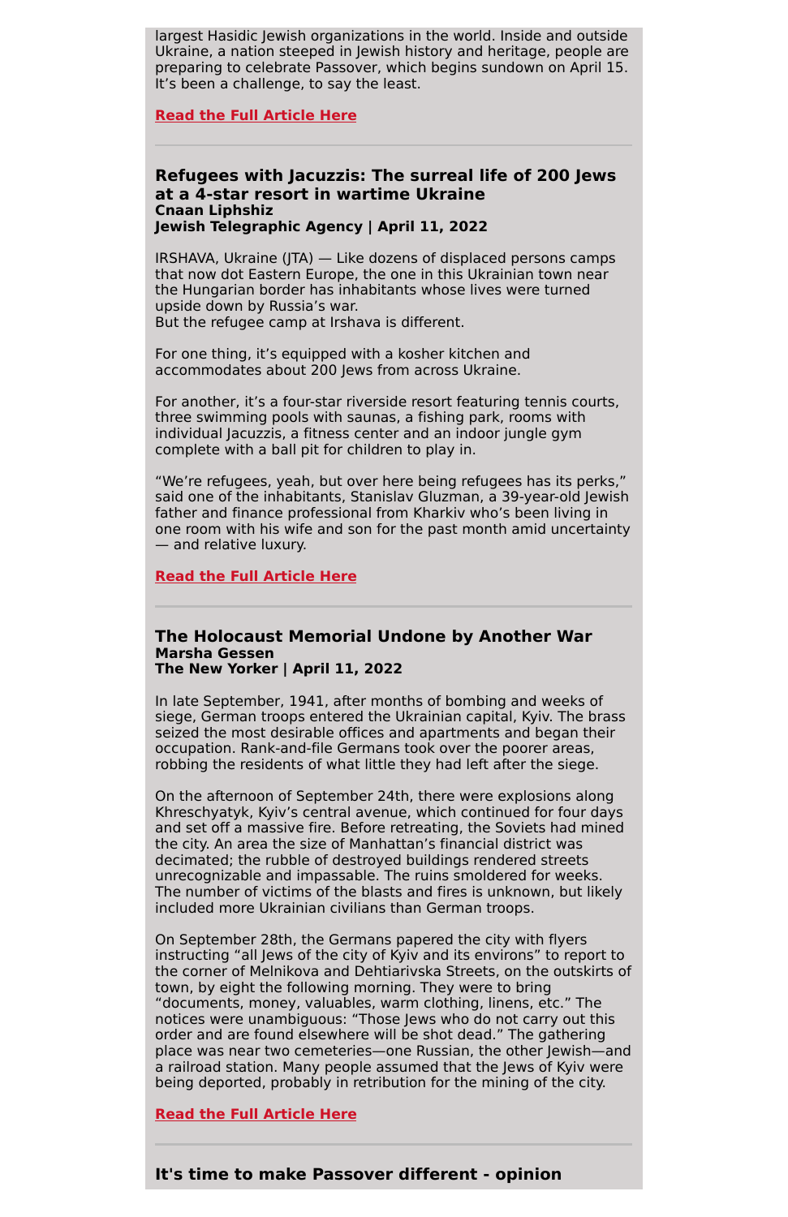largest Hasidic Jewish organizations in the world. Inside and outside Ukraine, a nation steeped in Jewish history and heritage, people are preparing to celebrate Passover, which begins sundown on April 15. It's been a challenge, to say the least.

**Read the Full Article Here**

---

### Refugees with Jacuzzis: The surreal life of 200 Jews at a 4-star resort in wartime Ukraine

**Cnaan Liphshiz**
**Jewish Telegraphic Agency | April 11, 2022**

IRSHAVA, Ukraine (JTA) — Like dozens of displaced persons camps that now dot Eastern Europe, the one in this Ukrainian town near the Hungarian border has inhabitants whose lives were turned upside down by Russia's war.
But the refugee camp at Irshava is different.

For one thing, it's equipped with a kosher kitchen and accommodates about 200 Jews from across Ukraine.

For another, it's a four-star riverside resort featuring tennis courts, three swimming pools with saunas, a fishing park, rooms with individual Jacuzzis, a fitness center and an indoor jungle gym complete with a ball pit for children to play in.

"We're refugees, yeah, but over here being refugees has its perks," said one of the inhabitants, Stanislav Gluzman, a 39-year-old Jewish father and finance professional from Kharkiv who's been living in one room with his wife and son for the past month amid uncertainty — and relative luxury.

**Read the Full Article Here**

---

### The Holocaust Memorial Undone by Another War

**Marsha Gessen**
**The New Yorker | April 11, 2022**

In late September, 1941, after months of bombing and weeks of siege, German troops entered the Ukrainian capital, Kyiv. The brass seized the most desirable offices and apartments and began their occupation. Rank-and-file Germans took over the poorer areas, robbing the residents of what little they had left after the siege.

On the afternoon of September 24th, there were explosions along Khreschyatyk, Kyiv's central avenue, which continued for four days and set off a massive fire. Before retreating, the Soviets had mined the city. An area the size of Manhattan's financial district was decimated; the rubble of destroyed buildings rendered streets unrecognizable and impassable. The ruins smoldered for weeks. The number of victims of the blasts and fires is unknown, but likely included more Ukrainian civilians than German troops.

On September 28th, the Germans papered the city with flyers instructing "all Jews of the city of Kyiv and its environs" to report to the corner of Melnikova and Dehtiarivska Streets, on the outskirts of town, by eight the following morning. They were to bring "documents, money, valuables, warm clothing, linens, etc." The notices were unambiguous: "Those Jews who do not carry out this order and are found elsewhere will be shot dead." The gathering place was near two cemeteries—one Russian, the other Jewish—and a railroad station. Many people assumed that the Jews of Kyiv were being deported, probably in retribution for the mining of the city.

**Read the Full Article Here**

---

### It's time to make Passover different - opinion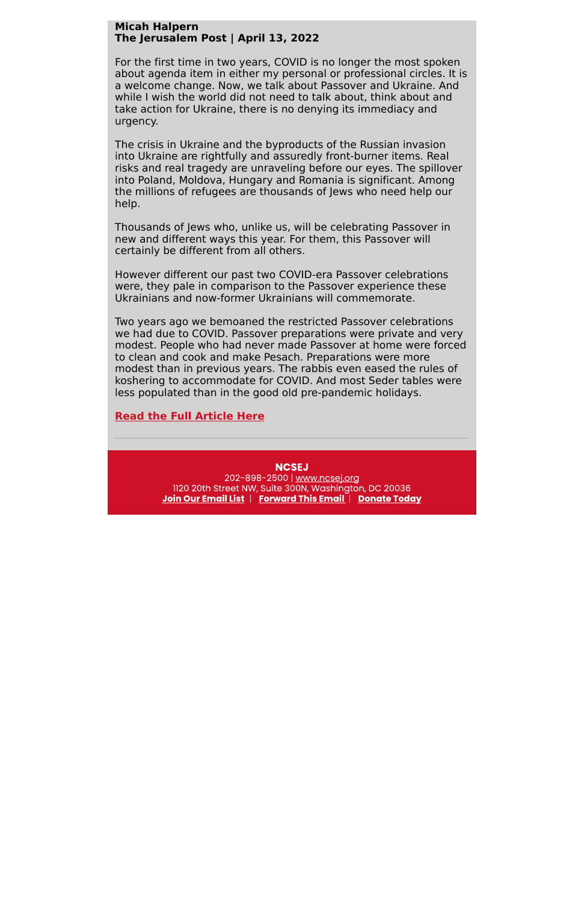**Micah Halpern**
**The Jerusalem Post | April 13, 2022**

For the first time in two years, COVID is no longer the most spoken about agenda item in either my personal or professional circles. It is a welcome change. Now, we talk about Passover and Ukraine. And while I wish the world did not need to talk about, think about and take action for Ukraine, there is no denying its immediacy and urgency.

The crisis in Ukraine and the byproducts of the Russian invasion into Ukraine are rightfully and assuredly front-burner items. Real risks and real tragedy are unraveling before our eyes. The spillover into Poland, Moldova, Hungary and Romania is significant. Among the millions of refugees are thousands of Jews who need help our help.

Thousands of Jews who, unlike us, will be celebrating Passover in new and different ways this year. For them, this Passover will certainly be different from all others.

However different our past two COVID-era Passover celebrations were, they pale in comparison to the Passover experience these Ukrainians and now-former Ukrainians will commemorate.

Two years ago we bemoaned the restricted Passover celebrations we had due to COVID. Passover preparations were private and very modest. People who had never made Passover at home were forced to clean and cook and make Pesach. Preparations were more modest than in previous years. The rabbis even eased the rules of koshering to accommodate for COVID. And most Seder tables were less populated than in the good old pre-pandemic holidays.

**Read the Full Article Here**

---

**NCSEJ**
202-898-2500 | www.ncsej.org
1120 20th Street NW, Suite 300N, Washington, DC 20036
**Join Our Email List** | **Forward This Email** | **Donate Today**